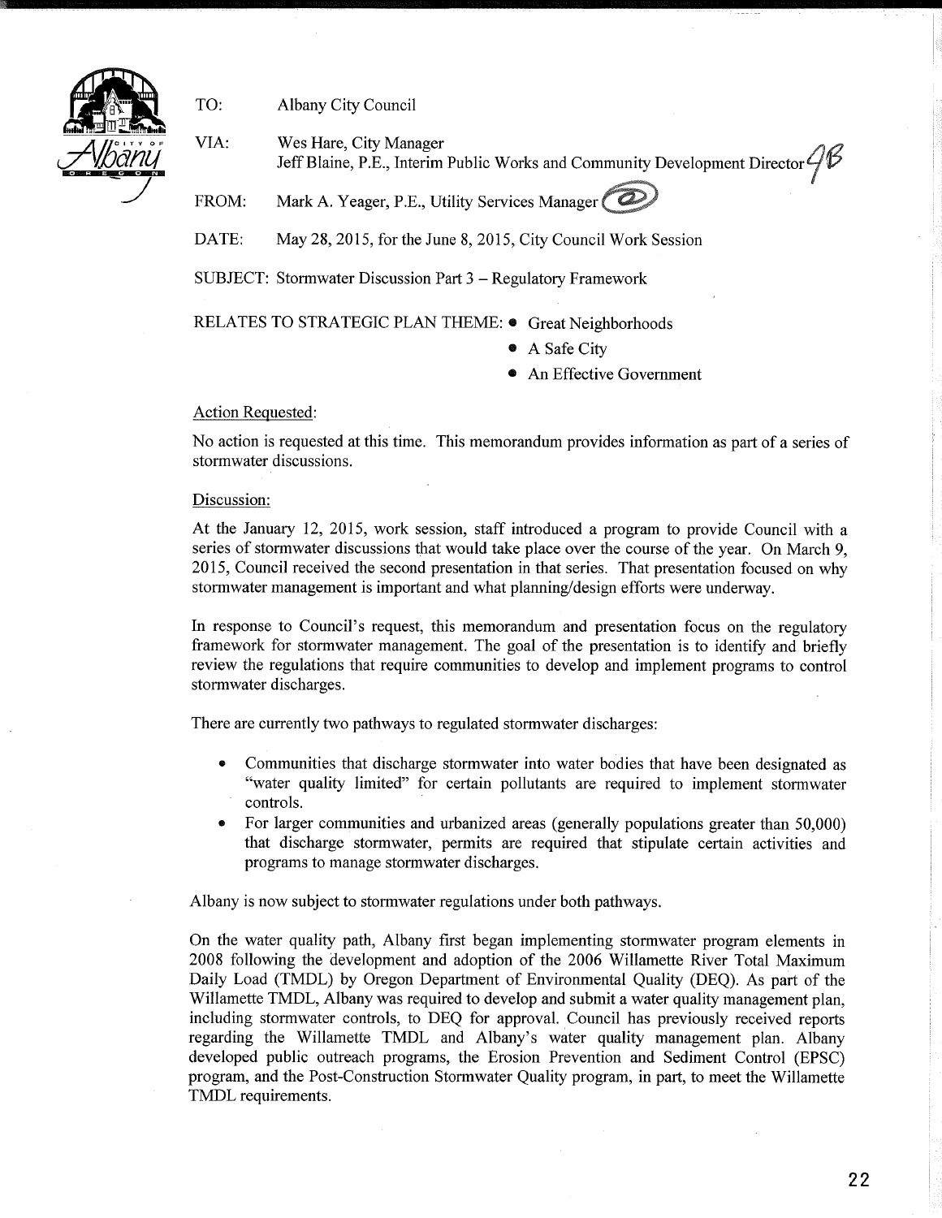TO: Albany City Council

VIA: Wes Hare, City Manager
Jeff Blaine, P.E., Interim Public Works and Community Development Director

FROM: Mark A. Yeager, P.E., Utility Services Manager

DATE: May 28, 2015, for the June 8, 2015, City Council Work Session

SUBJECT: Stormwater Discussion Part 3 – Regulatory Framework

RELATES TO STRATEGIC PLAN THEME:
- Great Neighborhoods
- A Safe City
- An Effective Government

Action Requested:

No action is requested at this time. This memorandum provides information as part of a series of stormwater discussions.

Discussion:

At the January 12, 2015, work session, staff introduced a program to provide Council with a series of stormwater discussions that would take place over the course of the year. On March 9, 2015, Council received the second presentation in that series. That presentation focused on why stormwater management is important and what planning/design efforts were underway.

In response to Council's request, this memorandum and presentation focus on the regulatory framework for stormwater management. The goal of the presentation is to identify and briefly review the regulations that require communities to develop and implement programs to control stormwater discharges.

There are currently two pathways to regulated stormwater discharges:

- Communities that discharge stormwater into water bodies that have been designated as "water quality limited" for certain pollutants are required to implement stormwater controls.
- For larger communities and urbanized areas (generally populations greater than 50,000) that discharge stormwater, permits are required that stipulate certain activities and programs to manage stormwater discharges.

Albany is now subject to stormwater regulations under both pathways.

On the water quality path, Albany first began implementing stormwater program elements in 2008 following the development and adoption of the 2006 Willamette River Total Maximum Daily Load (TMDL) by Oregon Department of Environmental Quality (DEQ). As part of the Willamette TMDL, Albany was required to develop and submit a water quality management plan, including stormwater controls, to DEQ for approval. Council has previously received reports regarding the Willamette TMDL and Albany's water quality management plan. Albany developed public outreach programs, the Erosion Prevention and Sediment Control (EPSC) program, and the Post-Construction Stormwater Quality program, in part, to meet the Willamette TMDL requirements.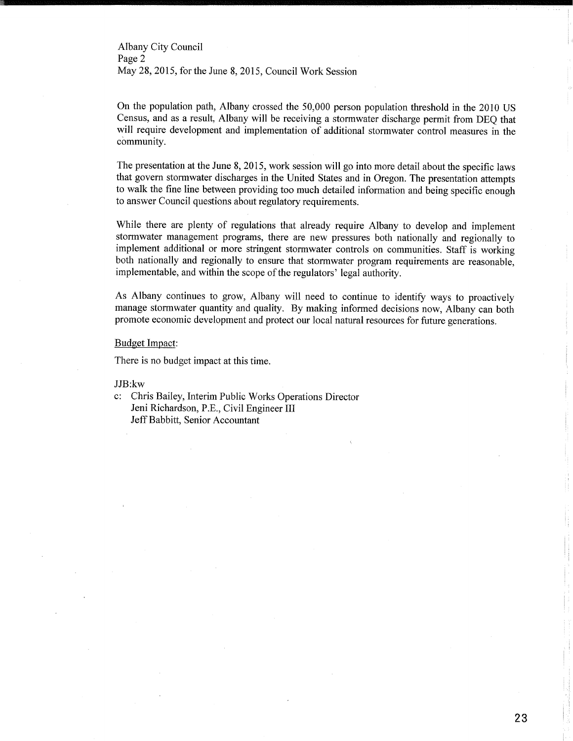On the population path, Albany crossed the 50,000 person population threshold in the 2010 US Census, and as a result, Albany will be receiving a stormwater discharge permit from DEQ that will require development and implementation of additional stormwater control measures in the community.

The presentation at the June 8, 2015, work session will go into more detail about the specific laws that govern stormwater discharges in the United States and in Oregon. The presentation attempts to walk the fine line between providing too much detailed information and being specific enough to answer Council questions about regulatory requirements.

While there are plenty of regulations that already require Albany to develop and implement stormwater management programs, there are new pressures both nationally and regionally to implement additional or more stringent stormwater controls on communities. Staff is working both nationally and regionally to ensure that stormwater program requirements are reasonable, implementable, and within the scope of the regulators' legal authority.

As Albany continues to grow, Albany will need to continue to identify ways to proactively manage stormwater quantity and quality. By making informed decisions now, Albany can both promote economic development and protect our local natural resources for future generations.

Budget Impact:

There is no budget impact at this time.

JJB:kw

c: Chris Bailey, Interim Public Works Operations Director
Jeni Richardson, P.E., Civil Engineer III
Jeff Babbitt, Senior Accountant